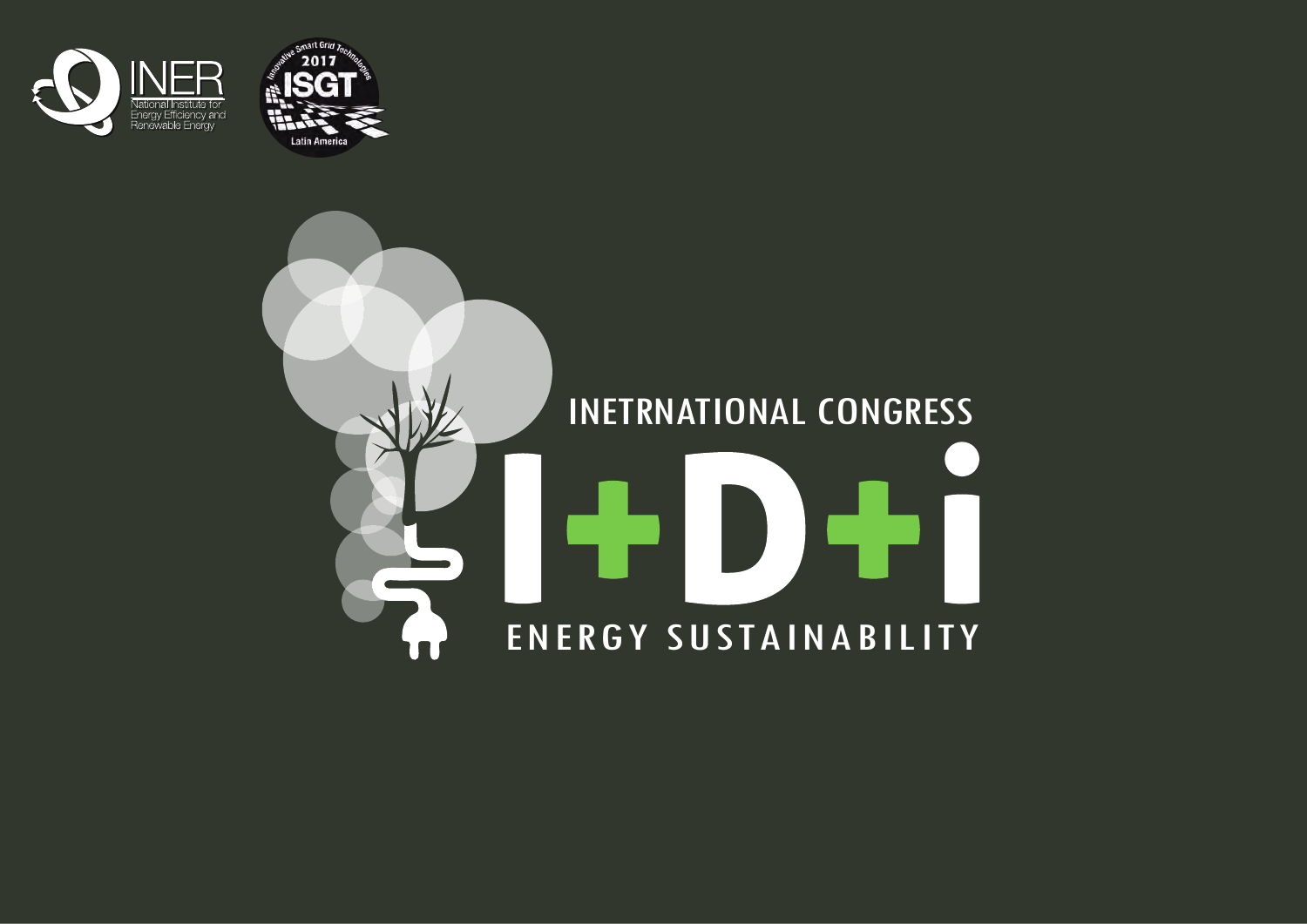INER

National Institute for Energy Efficiency and Renewable Energy

Innovative Smart Grid Technologies 2017 ISGT Latin America

INETRNATIONAL CONGRESS

# I+D+i

ENERGY SUSTAINABILITY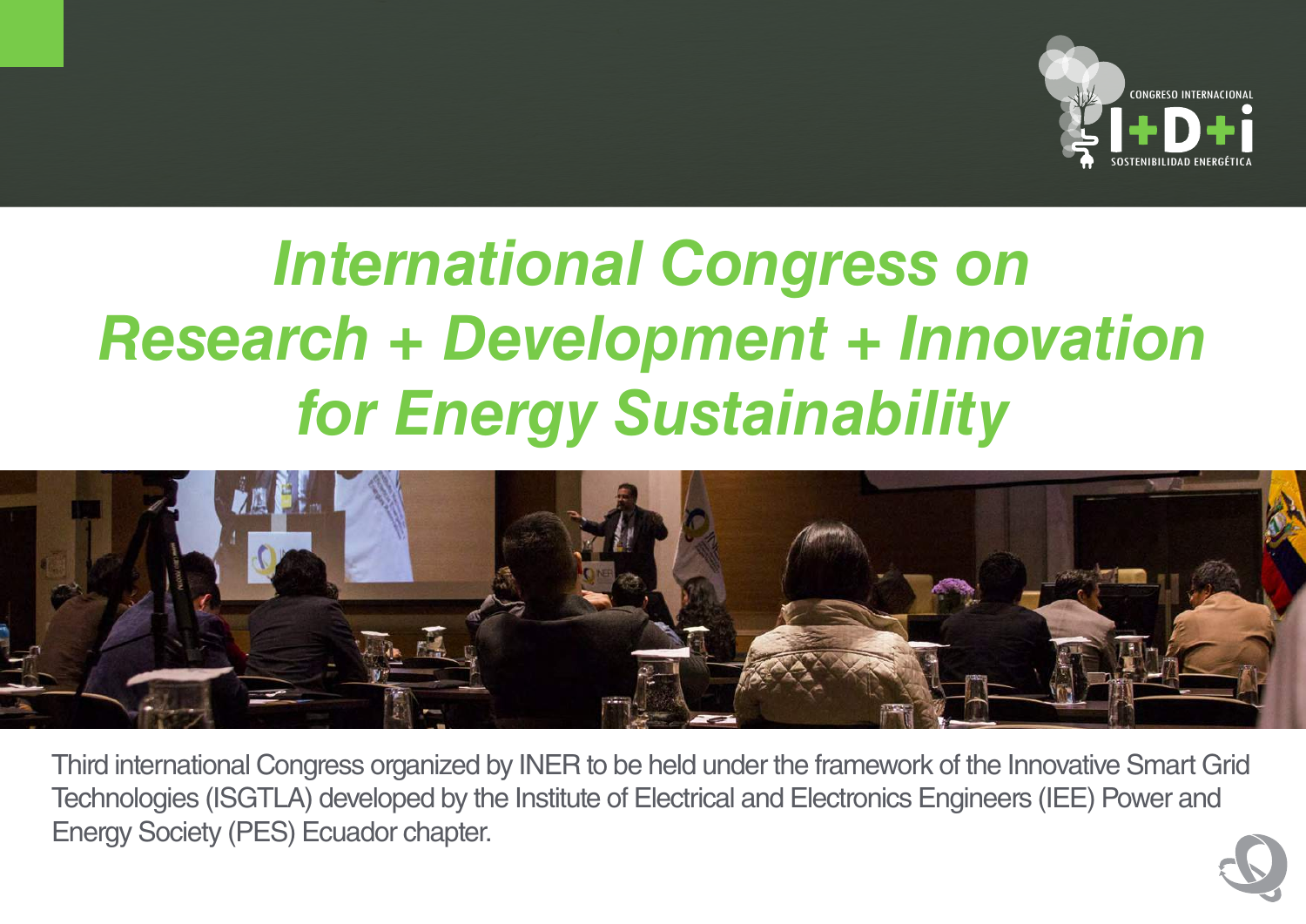CONGRESO INTERNACIONAL

I+D+i

SOSTENIBILIDAD ENERGÉTICA

# *International Congress on Research + Development + Innovation for Energy Sustainability*

Third international Congress organized by INER to be held under the framework of the Innovative Smart Grid Technologies (ISGTLA) developed by the Institute of Electrical and Electronics Engineers (IEE) Power and Energy Society (PES) Ecuador chapter.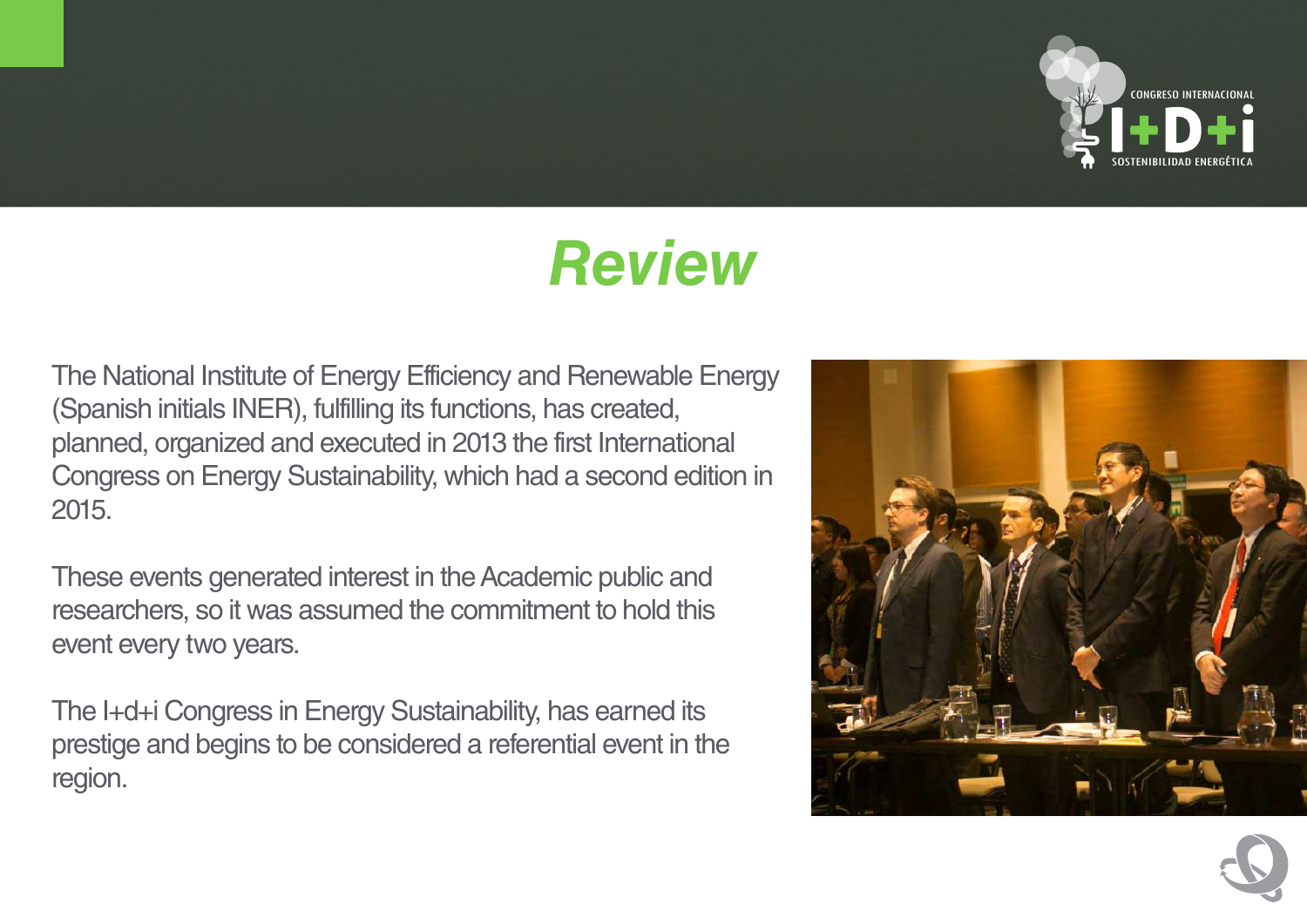# Review

The National Institute of Energy Efficiency and Renewable Energy (Spanish initials INER), fulfilling its functions, has created, planned, organized and executed in 2013 the first International Congress on Energy Sustainability, which had a second edition in 2015.

These events generated interest in the Academic public and researchers, so it was assumed the commitment to hold this event every two years.

The I+d+i Congress in Energy Sustainability, has earned its prestige and begins to be considered a referential event in the region.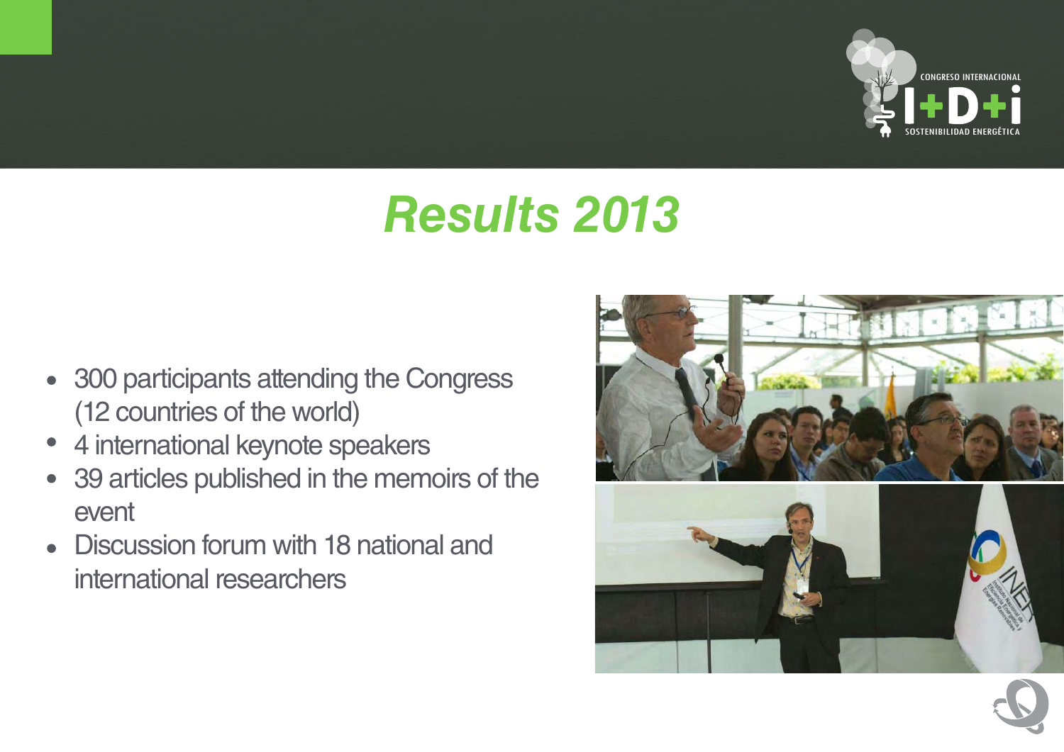# *Results 2013*

- 300 participants attending the Congress (12 countries of the world)
- 4 international keynote speakers
- 39 articles published in the memoirs of the event
- Discussion forum with 18 national and international researchers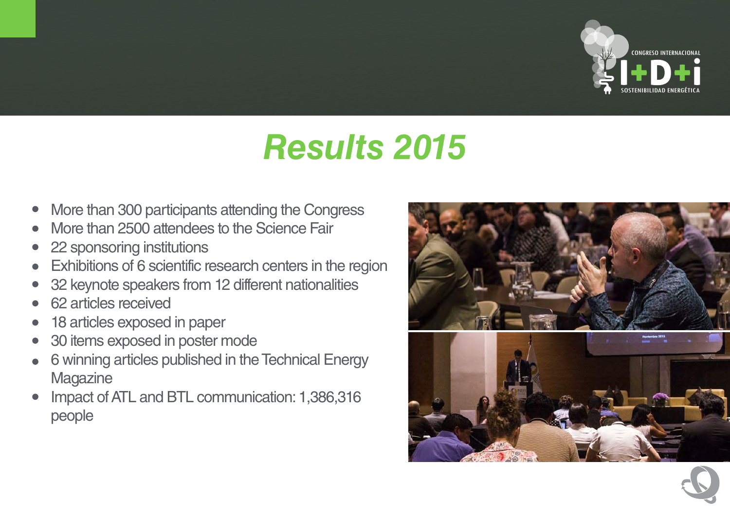# Results 2015

- More than 300 participants attending the Congress
- More than 2500 attendees to the Science Fair
- 22 sponsoring institutions
- Exhibitions of 6 scientific research centers in the region
- 32 keynote speakers from 12 different nationalities
- 62 articles received
- 18 articles exposed in paper
- 30 items exposed in poster mode
- 6 winning articles published in the Technical Energy Magazine
- Impact of ATL and BTL communication: 1,386,316 people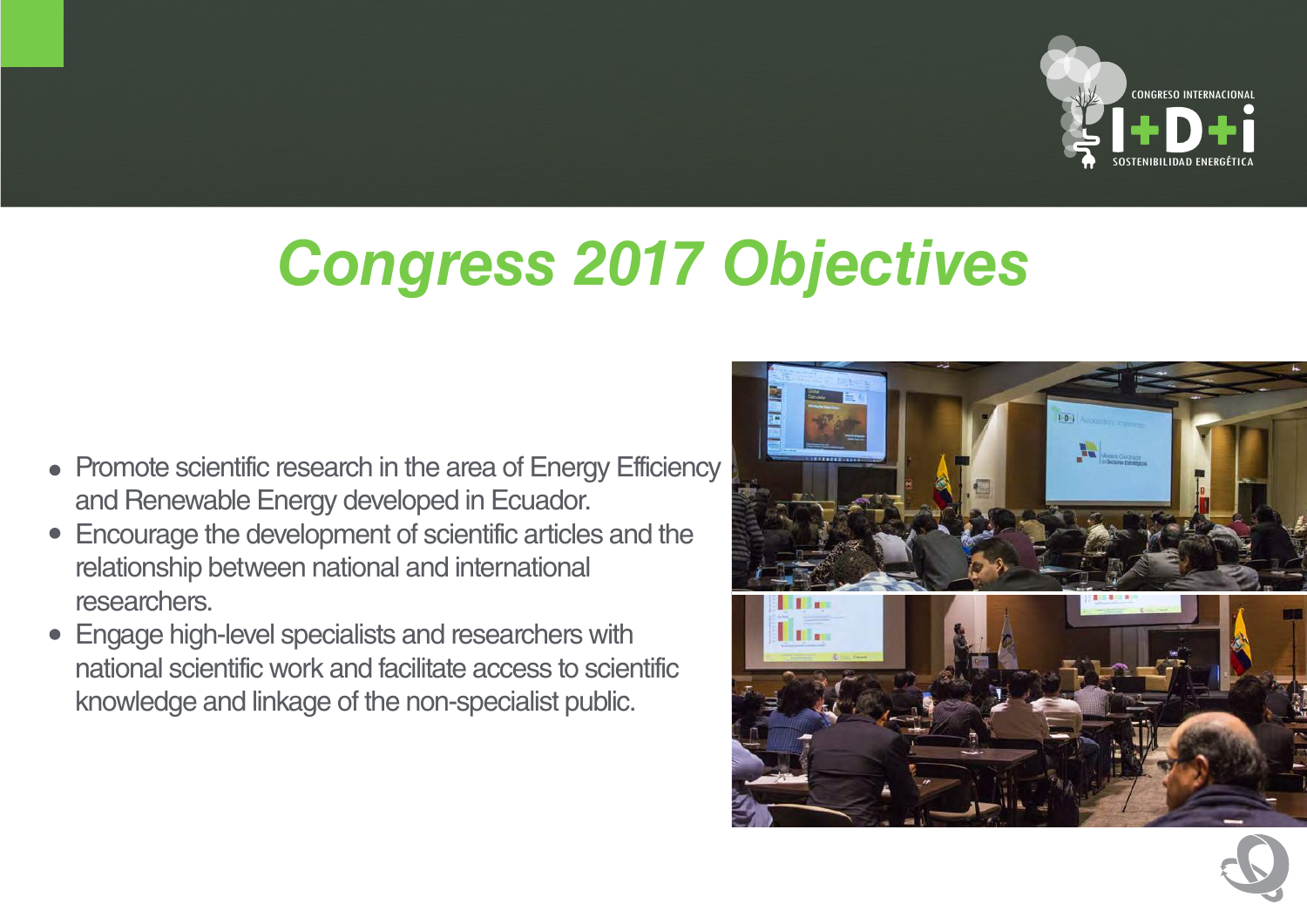# Congress 2017 Objectives

- Promote scientific research in the area of Energy Efficiency and Renewable Energy developed in Ecuador.
- Encourage the development of scientific articles and the relationship between national and international researchers.
- Engage high-level specialists and researchers with national scientific work and facilitate access to scientific knowledge and linkage of the non-specialist public.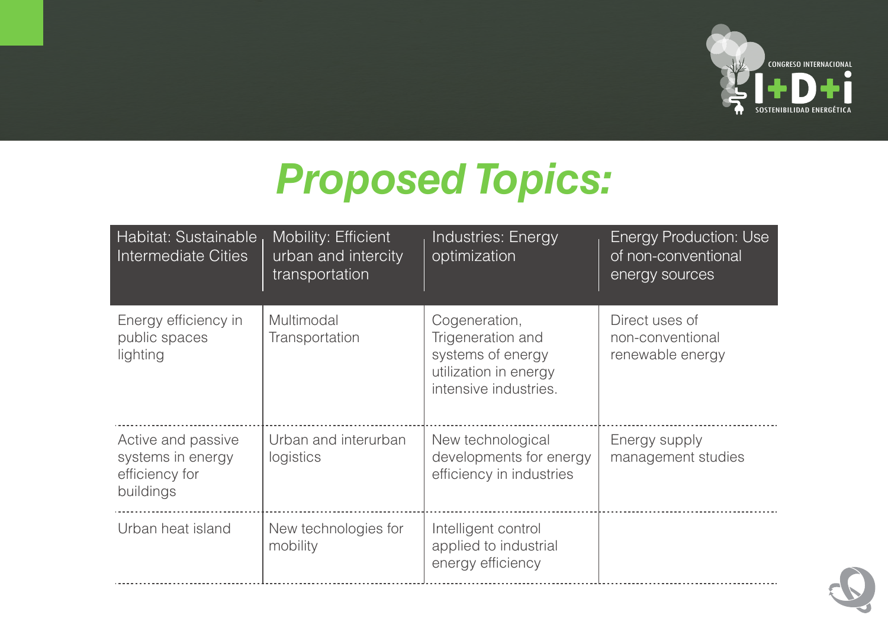# Proposed Topics:

| Habitat: Sustainable Intermediate Cities | Mobility: Efficient urban and intercity transportation | Industries: Energy optimization | Energy Production: Use of non-conventional energy sources |
| --- | --- | --- | --- |
| Energy efficiency in public spaces lighting | Multimodal Transportation | Cogeneration, Trigeneration and systems of energy utilization in energy intensive industries. | Direct uses of non-conventional renewable energy |
| Active and passive systems in energy efficiency for buildings | Urban and interurban logistics | New technological developments for energy efficiency in industries | Energy supply management studies |
| Urban heat island | New technologies for mobility | Intelligent control applied to industrial energy efficiency | |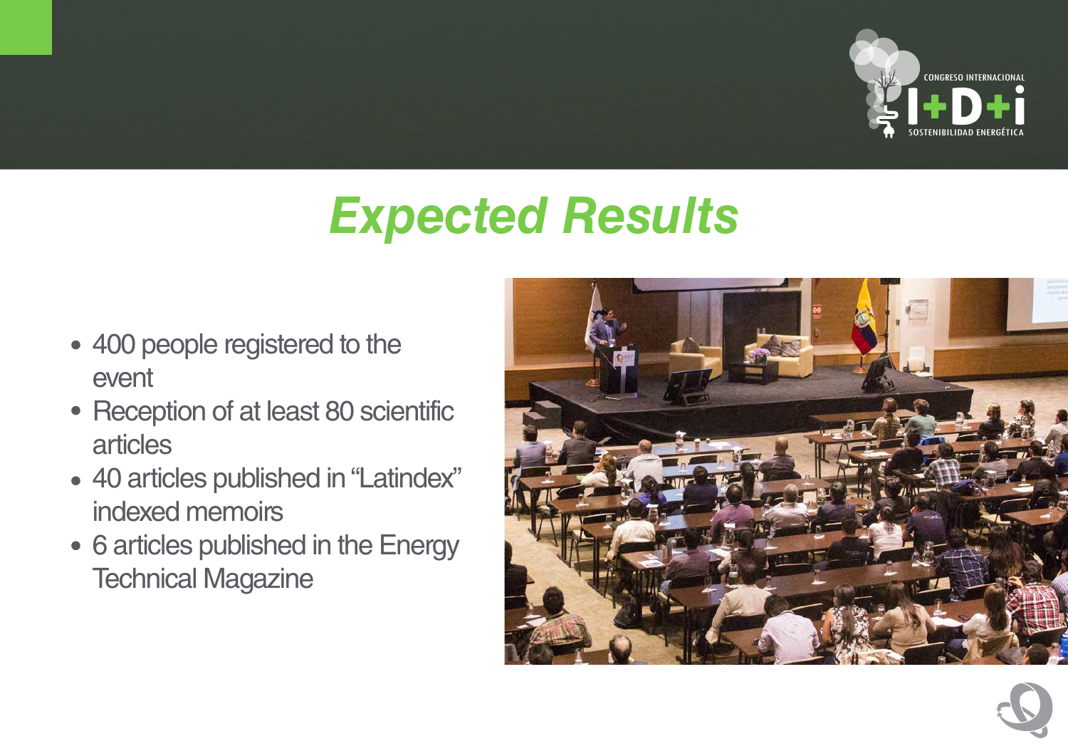# Expected Results

- 400 people registered to the event
- Reception of at least 80 scientific articles
- 40 articles published in “Latindex” indexed memoirs
- 6 articles published in the Energy Technical Magazine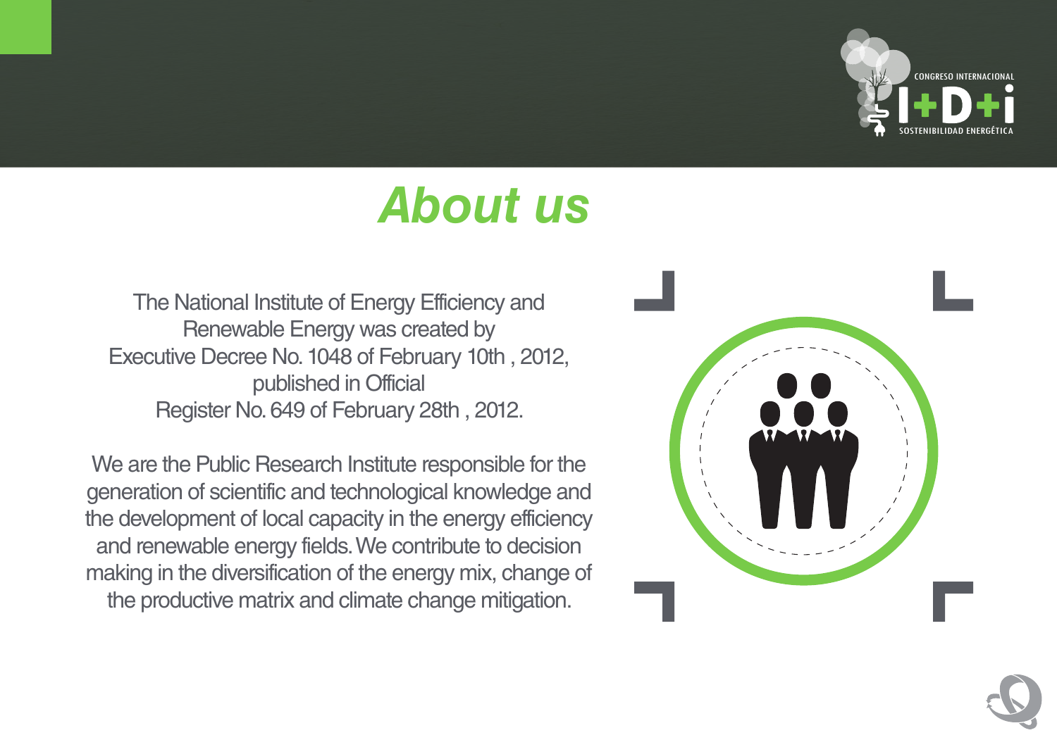# About us

The National Institute of Energy Efficiency and Renewable Energy was created by Executive Decree No. 1048 of February 10th , 2012, published in Official Register No. 649 of February 28th , 2012.

We are the Public Research Institute responsible for the generation of scientific and technological knowledge and the development of local capacity in the energy efficiency and renewable energy fields. We contribute to decision making in the diversification of the energy mix, change of the productive matrix and climate change mitigation.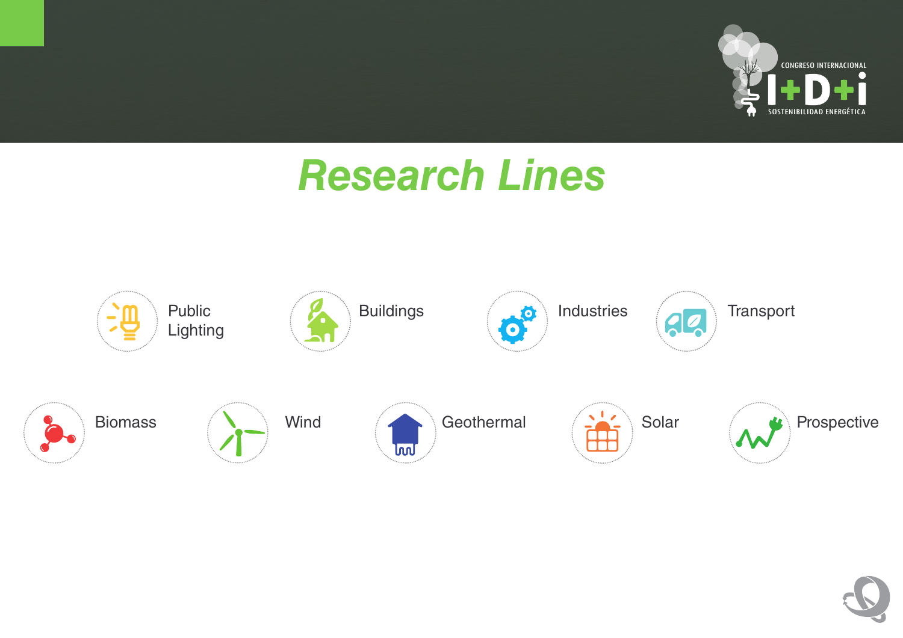# Research Lines

- Public Lighting
- Buildings
- Industries
- Transport
- Biomass
- Wind
- Geothermal
- Solar
- Prospective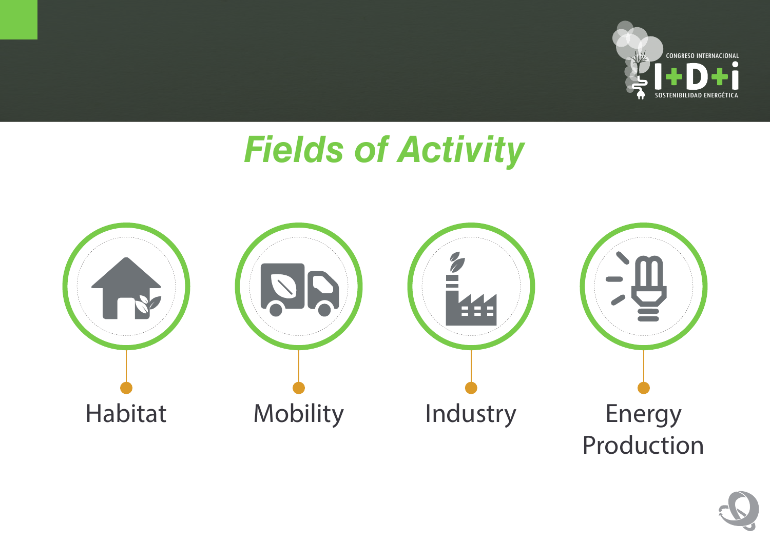CONGRESO INTERNACIONAL I+D+i SOSTENIBILIDAD ENERGÉTICA

# Fields of Activity

- Habitat
- Mobility
- Industry
- Energy Production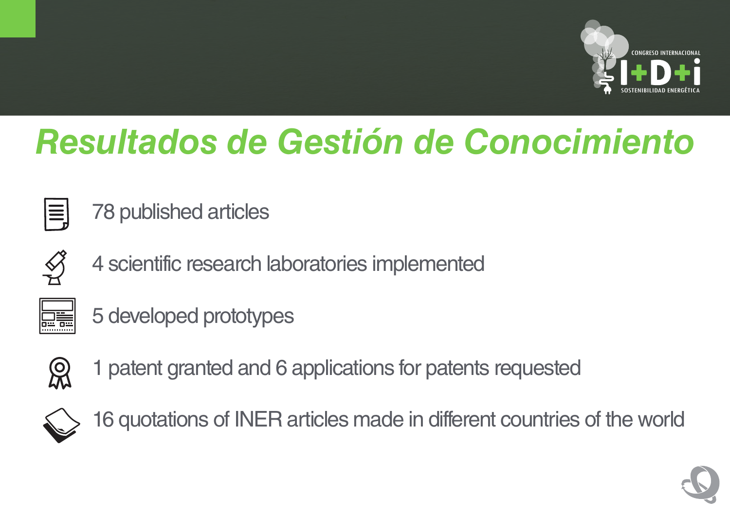# Resultados de Gestión de Conocimiento

- 78 published articles
- 4 scientific research laboratories implemented
- 5 developed prototypes
- 1 patent granted and 6 applications for patents requested
- 16 quotations of INER articles made in different countries of the world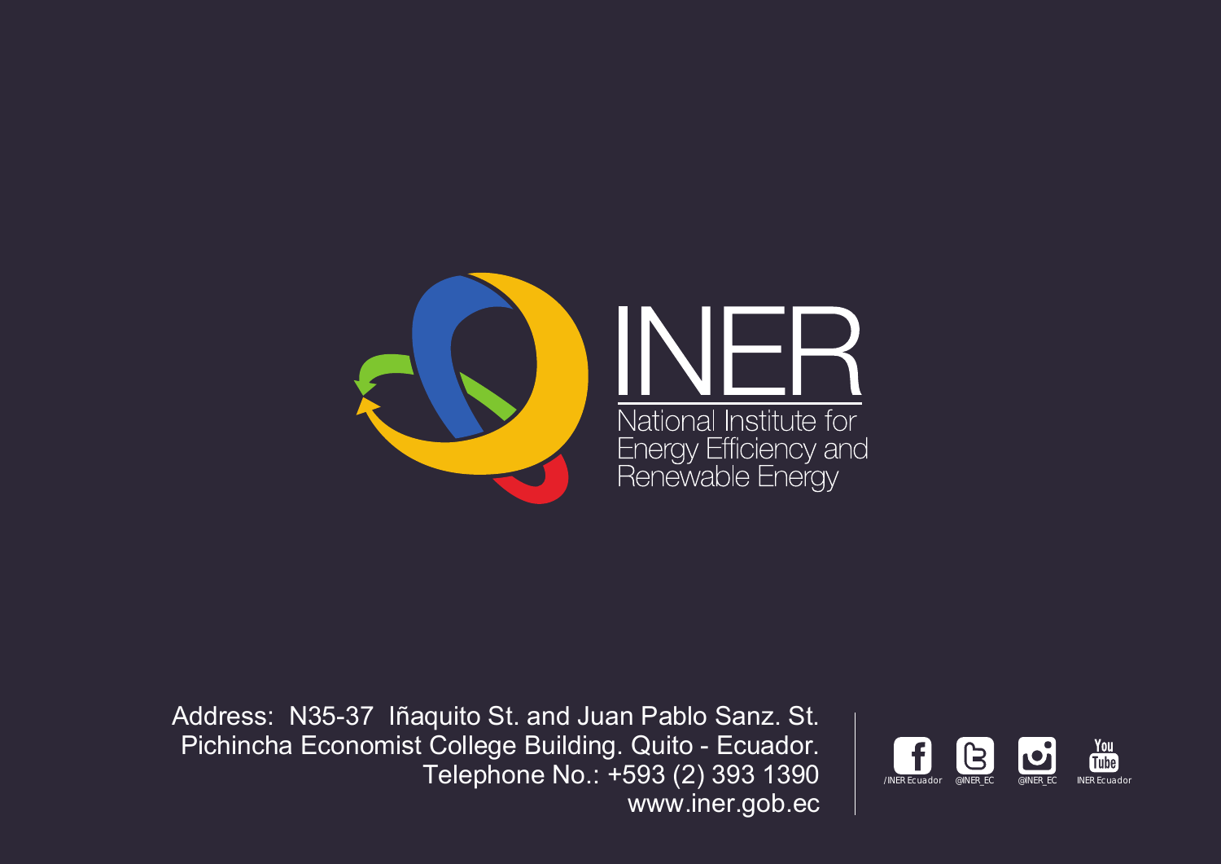INER

National Institute for Energy Efficiency and Renewable Energy

Address: N35-37 Iñaquito St. and Juan Pablo Sanz. St.
Pichincha Economist College Building. Quito - Ecuador.
Telephone No.: +593 (2) 393 1390
www.iner.gob.ec

/INER Ecuador @INER_EC @INER_EC INER Ecuador